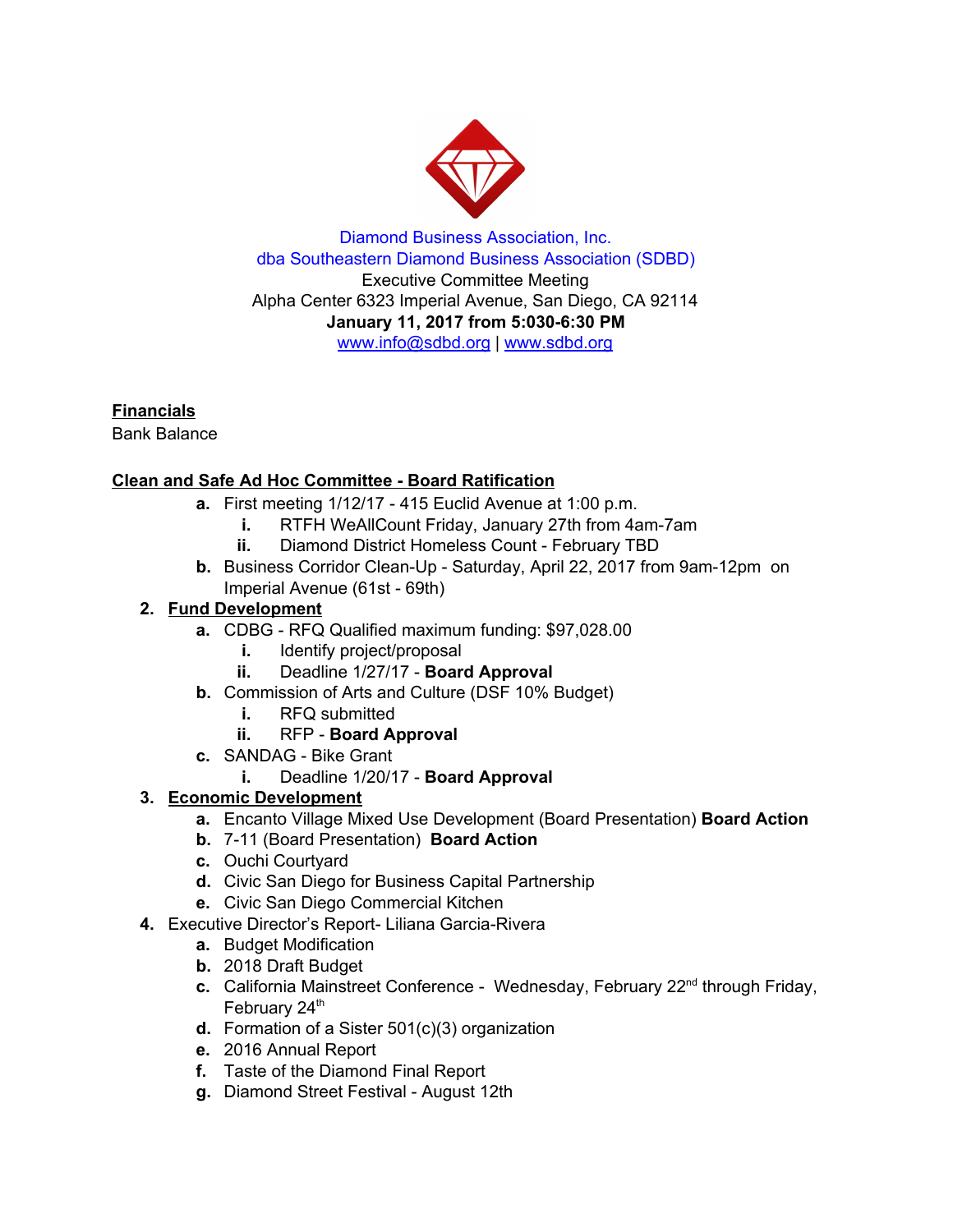Diamond Business Association, Inc.
dba Southeastern Diamond Business Association (SDBD)
Executive Committee Meeting
Alpha Center 6323 Imperial Avenue, San Diego, CA 92114
**January 11, 2017 from 5:030-6:30 PM**
www.info@sdbd.org | www.sdbd.org

**Financials**
Bank Balance

**Clean and Safe Ad Hoc Committee - Board Ratification**

a. First meeting 1/12/17 - 415 Euclid Avenue at 1:00 p.m.
   i. RTFH WeAllCount Friday, January 27th from 4am-7am
   ii. Diamond District Homeless Count - February TBD
b. Business Corridor Clean-Up - Saturday, April 22, 2017 from 9am-12pm on Imperial Avenue (61st - 69th)

2. **Fund Development**
   a. CDBG - RFQ Qualified maximum funding: $97,028.00
      i. Identify project/proposal
      ii. Deadline 1/27/17 - **Board Approval**
   b. Commission of Arts and Culture (DSF 10% Budget)
      i. RFQ submitted
      ii. RFP - **Board Approval**
   c. SANDAG - Bike Grant
      i. Deadline 1/20/17 - **Board Approval**
3. **Economic Development**
   a. Encanto Village Mixed Use Development (Board Presentation) **Board Action**
   b. 7-11 (Board Presentation) **Board Action**
   c. Ouchi Courtyard
   d. Civic San Diego for Business Capital Partnership
   e. Civic San Diego Commercial Kitchen
4. Executive Director's Report- Liliana Garcia-Rivera
   a. Budget Modification
   b. 2018 Draft Budget
   c. California Mainstreet Conference - Wednesday, February 22nd through Friday, February 24th
   d. Formation of a Sister 501(c)(3) organization
   e. 2016 Annual Report
   f. Taste of the Diamond Final Report
   g. Diamond Street Festival - August 12th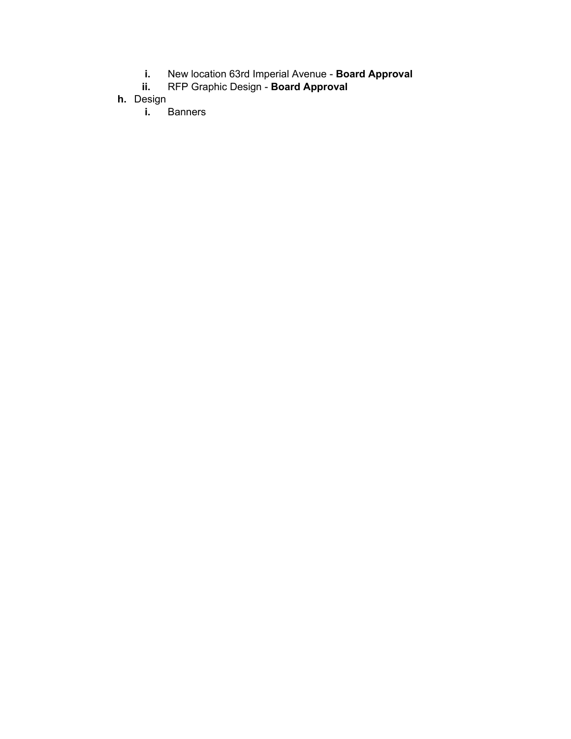i. New location 63rd Imperial Avenue - **Board Approval**
   ii. RFP Graphic Design - **Board Approval**

h. Design
   i. Banners